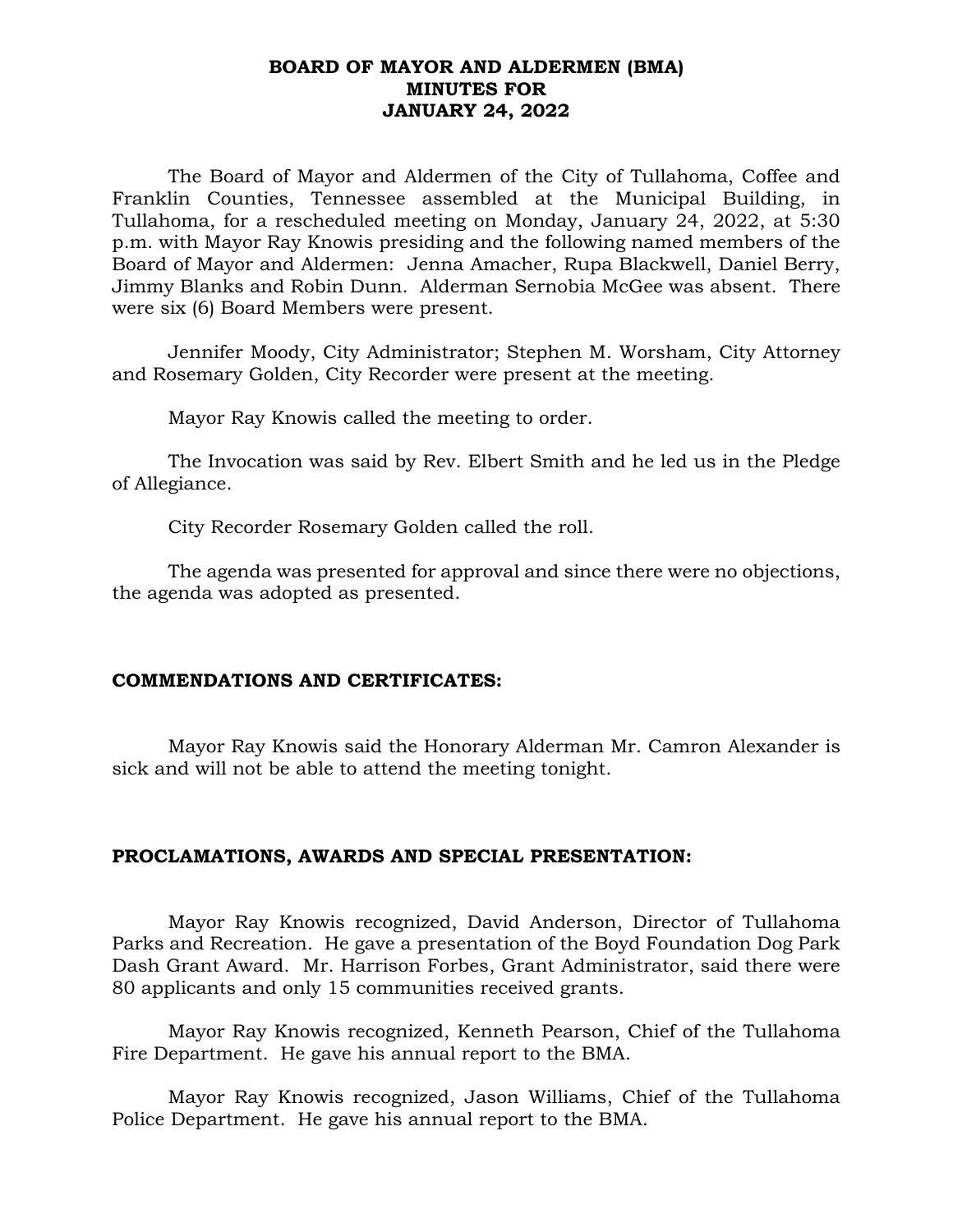# BOARD OF MAYOR AND ALDERMEN (BMA)
# MINUTES FOR
# JANUARY 24, 2022

The Board of Mayor and Aldermen of the City of Tullahoma, Coffee and Franklin Counties, Tennessee assembled at the Municipal Building, in Tullahoma, for a rescheduled meeting on Monday, January 24, 2022, at 5:30 p.m. with Mayor Ray Knowis presiding and the following named members of the Board of Mayor and Aldermen: Jenna Amacher, Rupa Blackwell, Daniel Berry, Jimmy Blanks and Robin Dunn. Alderman Sernobia McGee was absent. There were six (6) Board Members were present.

Jennifer Moody, City Administrator; Stephen M. Worsham, City Attorney and Rosemary Golden, City Recorder were present at the meeting.

Mayor Ray Knowis called the meeting to order.

The Invocation was said by Rev. Elbert Smith and he led us in the Pledge of Allegiance.

City Recorder Rosemary Golden called the roll.

The agenda was presented for approval and since there were no objections, the agenda was adopted as presented.

## COMMENDATIONS AND CERTIFICATES:

Mayor Ray Knowis said the Honorary Alderman Mr. Camron Alexander is sick and will not be able to attend the meeting tonight.

## PROCLAMATIONS, AWARDS AND SPECIAL PRESENTATION:

Mayor Ray Knowis recognized, David Anderson, Director of Tullahoma Parks and Recreation. He gave a presentation of the Boyd Foundation Dog Park Dash Grant Award. Mr. Harrison Forbes, Grant Administrator, said there were 80 applicants and only 15 communities received grants.

Mayor Ray Knowis recognized, Kenneth Pearson, Chief of the Tullahoma Fire Department. He gave his annual report to the BMA.

Mayor Ray Knowis recognized, Jason Williams, Chief of the Tullahoma Police Department. He gave his annual report to the BMA.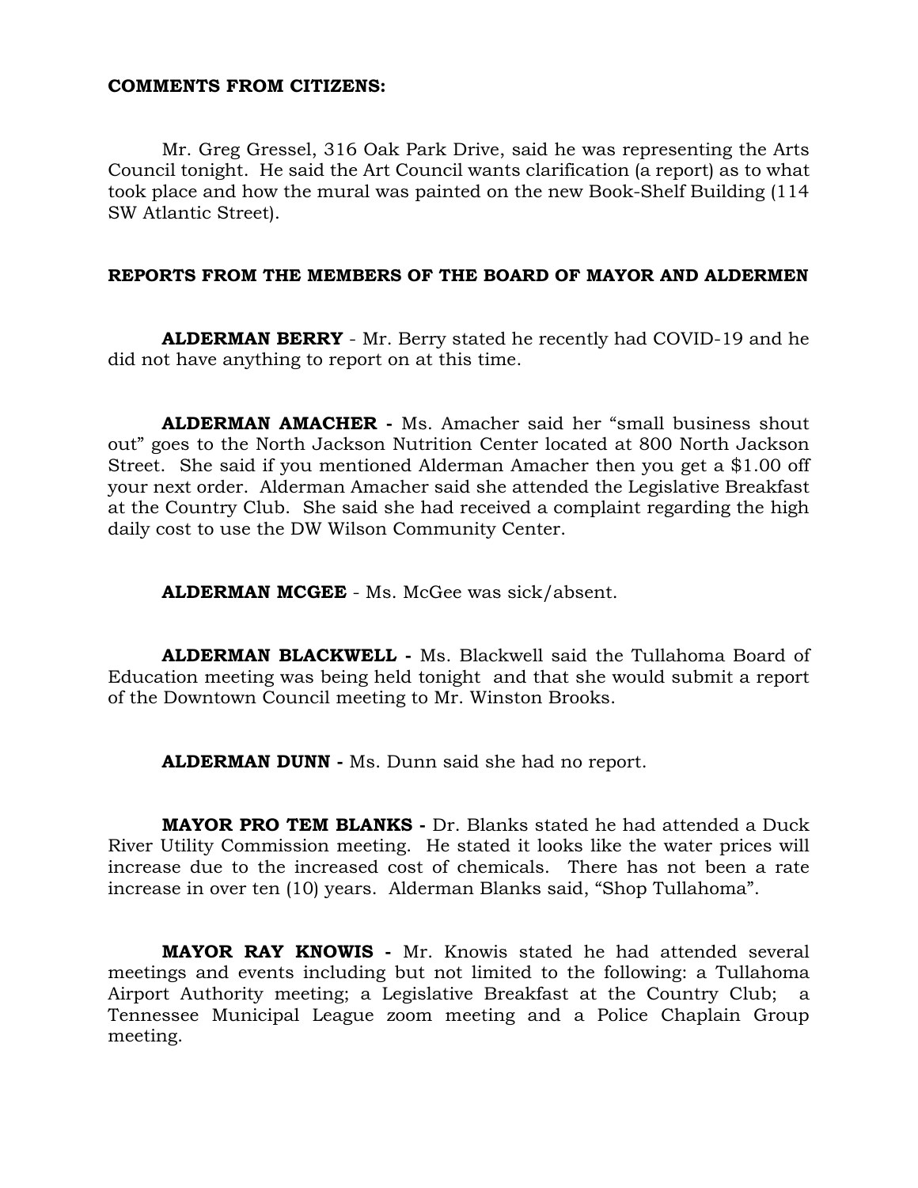**COMMENTS FROM CITIZENS:**

Mr. Greg Gressel, 316 Oak Park Drive, said he was representing the Arts Council tonight. He said the Art Council wants clarification (a report) as to what took place and how the mural was painted on the new Book-Shelf Building (114 SW Atlantic Street).

**REPORTS FROM THE MEMBERS OF THE BOARD OF MAYOR AND ALDERMEN**

**ALDERMAN BERRY** - Mr. Berry stated he recently had COVID-19 and he did not have anything to report on at this time.

**ALDERMAN AMACHER -** Ms. Amacher said her "small business shout out" goes to the North Jackson Nutrition Center located at 800 North Jackson Street. She said if you mentioned Alderman Amacher then you get a $1.00 off your next order. Alderman Amacher said she attended the Legislative Breakfast at the Country Club. She said she had received a complaint regarding the high daily cost to use the DW Wilson Community Center.

**ALDERMAN MCGEE** - Ms. McGee was sick/absent.

**ALDERMAN BLACKWELL -** Ms. Blackwell said the Tullahoma Board of Education meeting was being held tonight and that she would submit a report of the Downtown Council meeting to Mr. Winston Brooks.

**ALDERMAN DUNN -** Ms. Dunn said she had no report.

**MAYOR PRO TEM BLANKS -** Dr. Blanks stated he had attended a Duck River Utility Commission meeting. He stated it looks like the water prices will increase due to the increased cost of chemicals. There has not been a rate increase in over ten (10) years. Alderman Blanks said, "Shop Tullahoma".

**MAYOR RAY KNOWIS -** Mr. Knowis stated he had attended several meetings and events including but not limited to the following: a Tullahoma Airport Authority meeting; a Legislative Breakfast at the Country Club; a Tennessee Municipal League zoom meeting and a Police Chaplain Group meeting.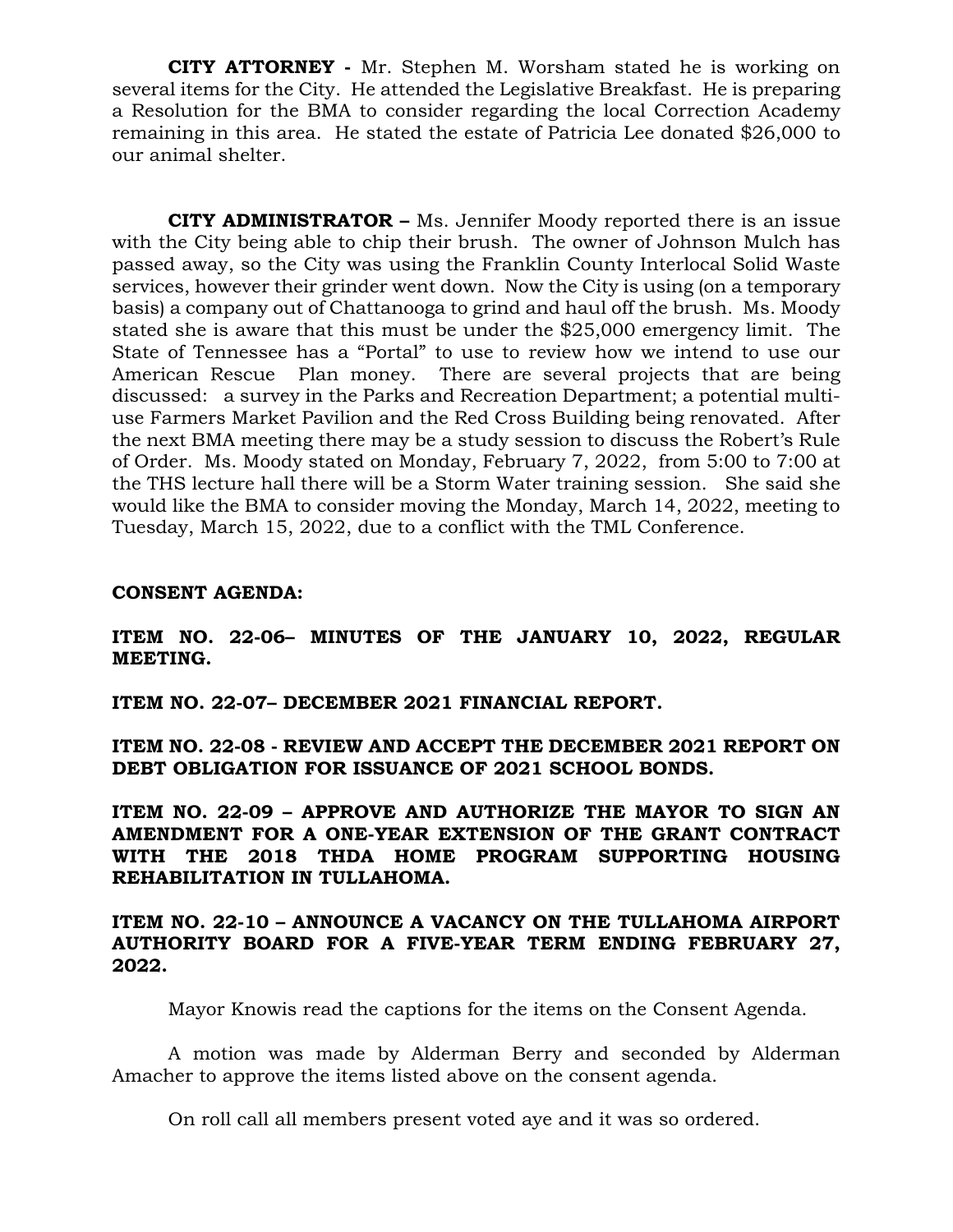**CITY ATTORNEY -** Mr. Stephen M. Worsham stated he is working on several items for the City. He attended the Legislative Breakfast. He is preparing a Resolution for the BMA to consider regarding the local Correction Academy remaining in this area. He stated the estate of Patricia Lee donated $26,000 to our animal shelter.

**CITY ADMINISTRATOR –** Ms. Jennifer Moody reported there is an issue with the City being able to chip their brush. The owner of Johnson Mulch has passed away, so the City was using the Franklin County Interlocal Solid Waste services, however their grinder went down. Now the City is using (on a temporary basis) a company out of Chattanooga to grind and haul off the brush. Ms. Moody stated she is aware that this must be under the $25,000 emergency limit. The State of Tennessee has a "Portal" to use to review how we intend to use our American Rescue Plan money. There are several projects that are being discussed: a survey in the Parks and Recreation Department; a potential multi-use Farmers Market Pavilion and the Red Cross Building being renovated. After the next BMA meeting there may be a study session to discuss the Robert's Rule of Order. Ms. Moody stated on Monday, February 7, 2022, from 5:00 to 7:00 at the THS lecture hall there will be a Storm Water training session. She said she would like the BMA to consider moving the Monday, March 14, 2022, meeting to Tuesday, March 15, 2022, due to a conflict with the TML Conference.

**CONSENT AGENDA:**

**ITEM NO. 22-06– MINUTES OF THE JANUARY 10, 2022, REGULAR MEETING.**

**ITEM NO. 22-07– DECEMBER 2021 FINANCIAL REPORT.**

**ITEM NO. 22-08 - REVIEW AND ACCEPT THE DECEMBER 2021 REPORT ON DEBT OBLIGATION FOR ISSUANCE OF 2021 SCHOOL BONDS.**

**ITEM NO. 22-09 – APPROVE AND AUTHORIZE THE MAYOR TO SIGN AN AMENDMENT FOR A ONE-YEAR EXTENSION OF THE GRANT CONTRACT WITH THE 2018 THDA HOME PROGRAM SUPPORTING HOUSING REHABILITATION IN TULLAHOMA.**

**ITEM NO. 22-10 – ANNOUNCE A VACANCY ON THE TULLAHOMA AIRPORT AUTHORITY BOARD FOR A FIVE-YEAR TERM ENDING FEBRUARY 27, 2022.**

Mayor Knowis read the captions for the items on the Consent Agenda.

A motion was made by Alderman Berry and seconded by Alderman Amacher to approve the items listed above on the consent agenda.

On roll call all members present voted aye and it was so ordered.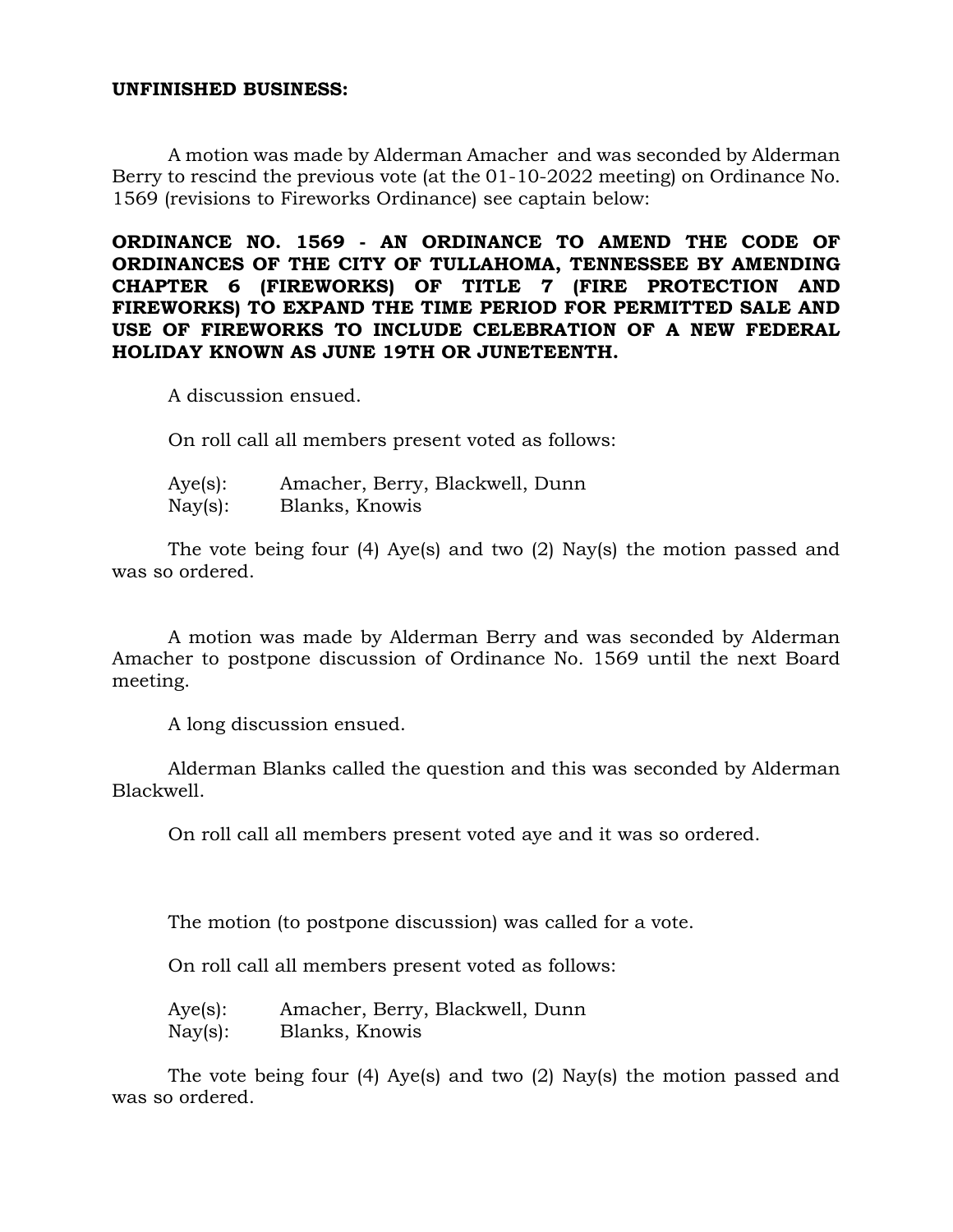**UNFINISHED BUSINESS:**

A motion was made by Alderman Amacher and was seconded by Alderman Berry to rescind the previous vote (at the 01-10-2022 meeting) on Ordinance No. 1569 (revisions to Fireworks Ordinance) see captain below:

**ORDINANCE NO. 1569 - AN ORDINANCE TO AMEND THE CODE OF ORDINANCES OF THE CITY OF TULLAHOMA, TENNESSEE BY AMENDING CHAPTER 6 (FIREWORKS) OF TITLE 7 (FIRE PROTECTION AND FIREWORKS) TO EXPAND THE TIME PERIOD FOR PERMITTED SALE AND USE OF FIREWORKS TO INCLUDE CELEBRATION OF A NEW FEDERAL HOLIDAY KNOWN AS JUNE 19TH OR JUNETEENTH.**

A discussion ensued.

On roll call all members present voted as follows:

Aye(s): Amacher, Berry, Blackwell, Dunn
Nay(s): Blanks, Knowis

The vote being four (4) Aye(s) and two (2) Nay(s) the motion passed and was so ordered.

A motion was made by Alderman Berry and was seconded by Alderman Amacher to postpone discussion of Ordinance No. 1569 until the next Board meeting.

A long discussion ensued.

Alderman Blanks called the question and this was seconded by Alderman Blackwell.

On roll call all members present voted aye and it was so ordered.

The motion (to postpone discussion) was called for a vote.

On roll call all members present voted as follows:

Aye(s): Amacher, Berry, Blackwell, Dunn
Nay(s): Blanks, Knowis

The vote being four (4) Aye(s) and two (2) Nay(s) the motion passed and was so ordered.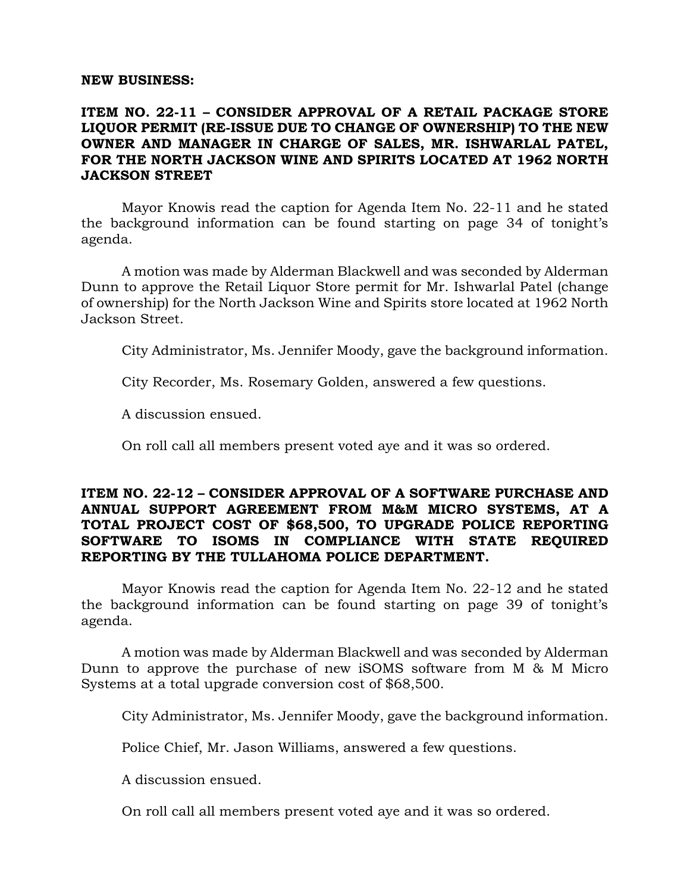**NEW BUSINESS:**

**ITEM NO. 22-11 – CONSIDER APPROVAL OF A RETAIL PACKAGE STORE LIQUOR PERMIT (RE-ISSUE DUE TO CHANGE OF OWNERSHIP) TO THE NEW OWNER AND MANAGER IN CHARGE OF SALES, MR. ISHWARLAL PATEL, FOR THE NORTH JACKSON WINE AND SPIRITS LOCATED AT 1962 NORTH JACKSON STREET**

Mayor Knowis read the caption for Agenda Item No. 22-11 and he stated the background information can be found starting on page 34 of tonight's agenda.

A motion was made by Alderman Blackwell and was seconded by Alderman Dunn to approve the Retail Liquor Store permit for Mr. Ishwarlal Patel (change of ownership) for the North Jackson Wine and Spirits store located at 1962 North Jackson Street.

City Administrator, Ms. Jennifer Moody, gave the background information.

City Recorder, Ms. Rosemary Golden, answered a few questions.

A discussion ensued.

On roll call all members present voted aye and it was so ordered.

**ITEM NO. 22-12 – CONSIDER APPROVAL OF A SOFTWARE PURCHASE AND ANNUAL SUPPORT AGREEMENT FROM M&M MICRO SYSTEMS, AT A TOTAL PROJECT COST OF $68,500, TO UPGRADE POLICE REPORTING SOFTWARE TO ISOMS IN COMPLIANCE WITH STATE REQUIRED REPORTING BY THE TULLAHOMA POLICE DEPARTMENT.**

Mayor Knowis read the caption for Agenda Item No. 22-12 and he stated the background information can be found starting on page 39 of tonight's agenda.

A motion was made by Alderman Blackwell and was seconded by Alderman Dunn to approve the purchase of new iSOMS software from M & M Micro Systems at a total upgrade conversion cost of $68,500.

City Administrator, Ms. Jennifer Moody, gave the background information.

Police Chief, Mr. Jason Williams, answered a few questions.

A discussion ensued.

On roll call all members present voted aye and it was so ordered.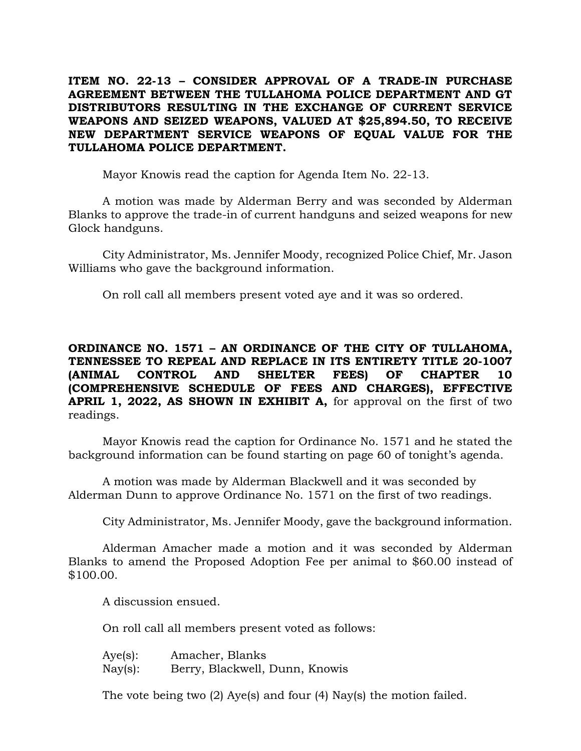**ITEM NO. 22-13 – CONSIDER APPROVAL OF A TRADE-IN PURCHASE AGREEMENT BETWEEN THE TULLAHOMA POLICE DEPARTMENT AND GT DISTRIBUTORS RESULTING IN THE EXCHANGE OF CURRENT SERVICE WEAPONS AND SEIZED WEAPONS, VALUED AT $25,894.50, TO RECEIVE NEW DEPARTMENT SERVICE WEAPONS OF EQUAL VALUE FOR THE TULLAHOMA POLICE DEPARTMENT.**

Mayor Knowis read the caption for Agenda Item No. 22-13.

A motion was made by Alderman Berry and was seconded by Alderman Blanks to approve the trade-in of current handguns and seized weapons for new Glock handguns.

City Administrator, Ms. Jennifer Moody, recognized Police Chief, Mr. Jason Williams who gave the background information.

On roll call all members present voted aye and it was so ordered.

**ORDINANCE NO. 1571 – AN ORDINANCE OF THE CITY OF TULLAHOMA, TENNESSEE TO REPEAL AND REPLACE IN ITS ENTIRETY TITLE 20-1007 (ANIMAL CONTROL AND SHELTER FEES) OF CHAPTER 10 (COMPREHENSIVE SCHEDULE OF FEES AND CHARGES), EFFECTIVE APRIL 1, 2022, AS SHOWN IN EXHIBIT A,** for approval on the first of two readings.

Mayor Knowis read the caption for Ordinance No. 1571 and he stated the background information can be found starting on page 60 of tonight's agenda.

A motion was made by Alderman Blackwell and it was seconded by Alderman Dunn to approve Ordinance No. 1571 on the first of two readings.

City Administrator, Ms. Jennifer Moody, gave the background information.

Alderman Amacher made a motion and it was seconded by Alderman Blanks to amend the Proposed Adoption Fee per animal to $60.00 instead of $100.00.

A discussion ensued.

On roll call all members present voted as follows:

Aye(s): Amacher, Blanks
Nay(s): Berry, Blackwell, Dunn, Knowis

The vote being two (2) Aye(s) and four (4) Nay(s) the motion failed.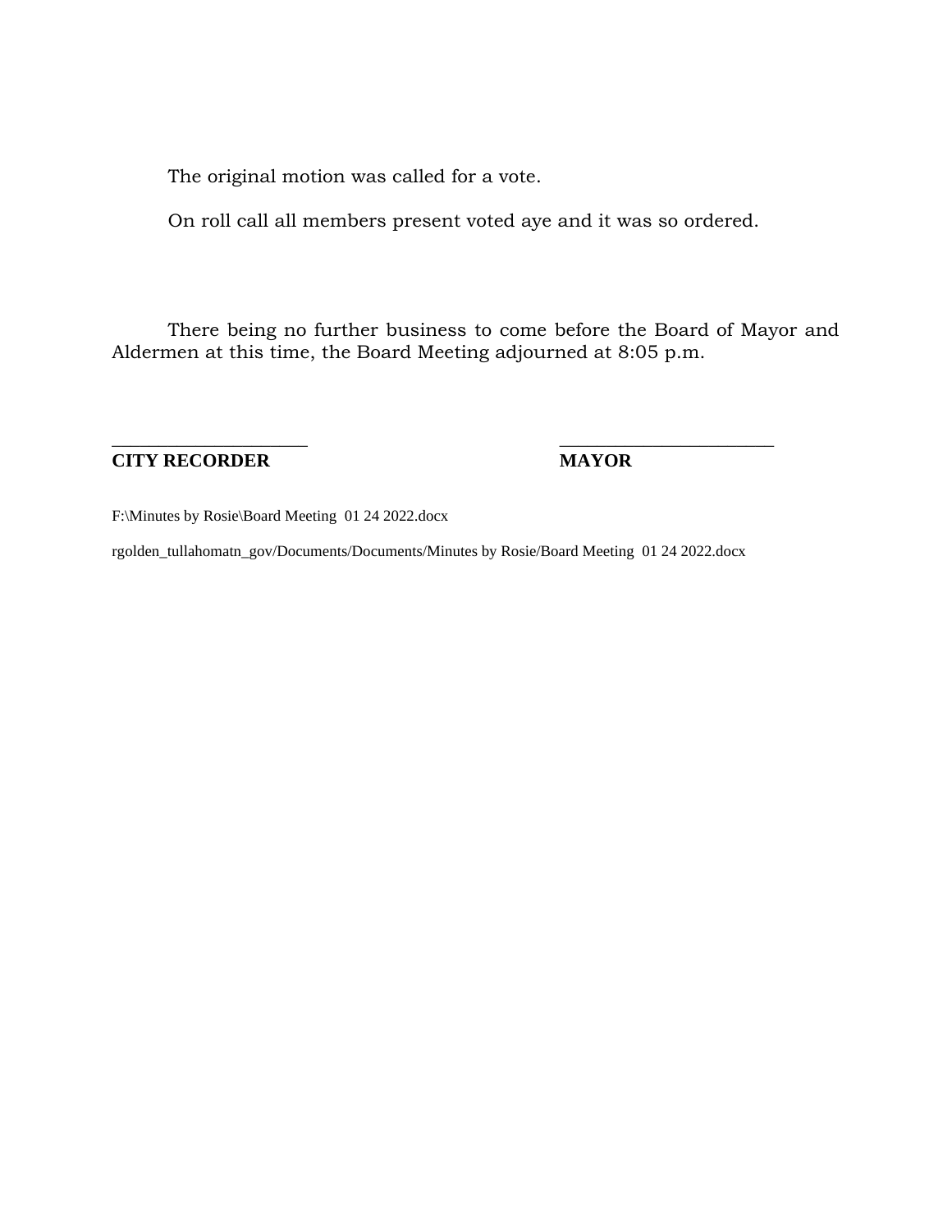The original motion was called for a vote.

On roll call all members present voted aye and it was so ordered.

There being no further business to come before the Board of Mayor and Aldermen at this time, the Board Meeting adjourned at 8:05 p.m.

| | |
|---|---|
| _____________________ | _______________________ |
| **CITY RECORDER** | **MAYOR** |

F:\Minutes by Rosie\Board Meeting  01 24 2022.docx

rgolden_tullahomatn_gov/Documents/Documents/Minutes by Rosie/Board Meeting  01 24 2022.docx